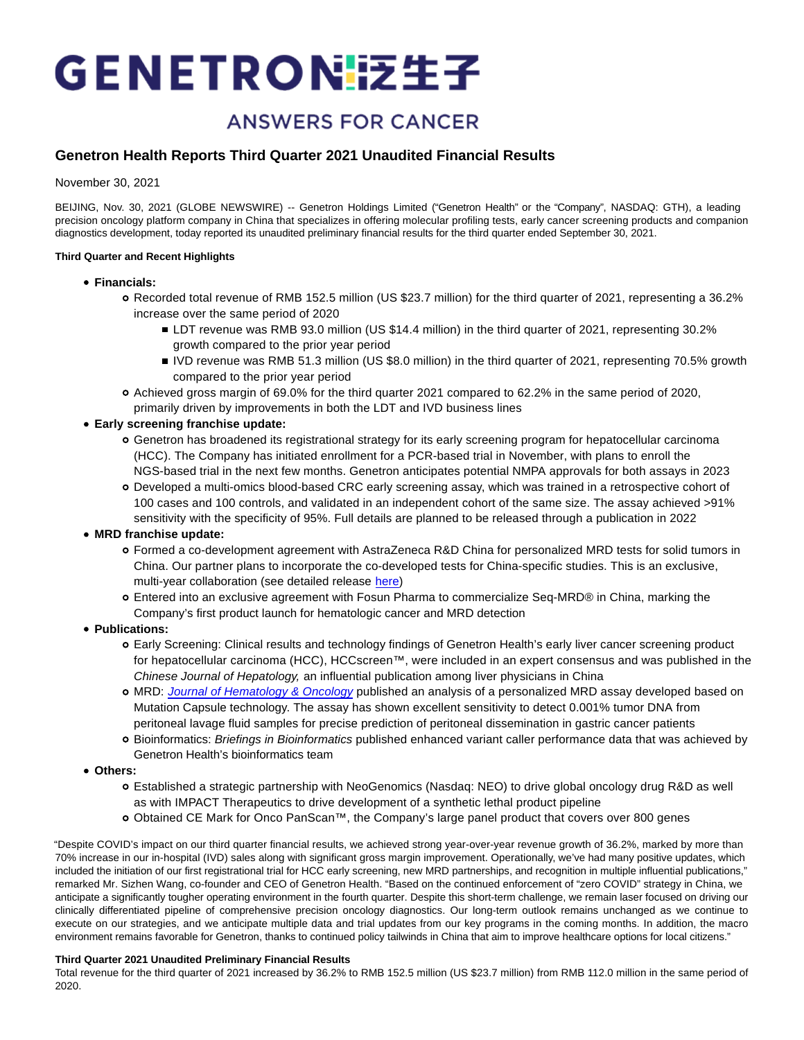# GENETRON 泛生子

ANSWERS FOR CANCER

## Genetron Health Reports Third Quarter 2021 Unaudited Financial Results

November 30, 2021

BEIJING, Nov. 30, 2021 (GLOBE NEWSWIRE) -- Genetron Holdings Limited ("Genetron Health" or the "Company", NASDAQ: GTH), a leading precision oncology platform company in China that specializes in offering molecular profiling tests, early cancer screening products and companion diagnostics development, today reported its unaudited preliminary financial results for the third quarter ended September 30, 2021.

**Third Quarter and Recent Highlights**

- **Financials:**
  - Recorded total revenue of RMB 152.5 million (US $23.7 million) for the third quarter of 2021, representing a 36.2% increase over the same period of 2020
    - LDT revenue was RMB 93.0 million (US $14.4 million) in the third quarter of 2021, representing 30.2% growth compared to the prior year period
    - IVD revenue was RMB 51.3 million (US $8.0 million) in the third quarter of 2021, representing 70.5% growth compared to the prior year period
  - Achieved gross margin of 69.0% for the third quarter 2021 compared to 62.2% in the same period of 2020, primarily driven by improvements in both the LDT and IVD business lines
- **Early screening franchise update:**
  - Genetron has broadened its registrational strategy for its early screening program for hepatocellular carcinoma (HCC). The Company has initiated enrollment for a PCR-based trial in November, with plans to enroll the NGS-based trial in the next few months. Genetron anticipates potential NMPA approvals for both assays in 2023
  - Developed a multi-omics blood-based CRC early screening assay, which was trained in a retrospective cohort of 100 cases and 100 controls, and validated in an independent cohort of the same size. The assay achieved >91% sensitivity with the specificity of 95%. Full details are planned to be released through a publication in 2022
- **MRD franchise update:**
  - Formed a co-development agreement with AstraZeneca R&D China for personalized MRD tests for solid tumors in China. Our partner plans to incorporate the co-developed tests for China-specific studies. This is an exclusive, multi-year collaboration (see detailed release here)
  - Entered into an exclusive agreement with Fosun Pharma to commercialize Seq-MRD® in China, marking the Company's first product launch for hematologic cancer and MRD detection
- **Publications:**
  - Early Screening: Clinical results and technology findings of Genetron Health's early liver cancer screening product for hepatocellular carcinoma (HCC), HCCscreen™, were included in an expert consensus and was published in the *Chinese Journal of Hepatology,* an influential publication among liver physicians in China
  - MRD: *Journal of Hematology & Oncology* published an analysis of a personalized MRD assay developed based on Mutation Capsule technology. The assay has shown excellent sensitivity to detect 0.001% tumor DNA from peritoneal lavage fluid samples for precise prediction of peritoneal dissemination in gastric cancer patients
  - Bioinformatics: *Briefings in Bioinformatics* published enhanced variant caller performance data that was achieved by Genetron Health's bioinformatics team
- **Others:**
  - Established a strategic partnership with NeoGenomics (Nasdaq: NEO) to drive global oncology drug R&D as well as with IMPACT Therapeutics to drive development of a synthetic lethal product pipeline
  - Obtained CE Mark for Onco PanScan™, the Company's large panel product that covers over 800 genes

"Despite COVID's impact on our third quarter financial results, we achieved strong year-over-year revenue growth of 36.2%, marked by more than 70% increase in our in-hospital (IVD) sales along with significant gross margin improvement. Operationally, we've had many positive updates, which included the initiation of our first registrational trial for HCC early screening, new MRD partnerships, and recognition in multiple influential publications," remarked Mr. Sizhen Wang, co-founder and CEO of Genetron Health. "Based on the continued enforcement of "zero COVID" strategy in China, we anticipate a significantly tougher operating environment in the fourth quarter. Despite this short-term challenge, we remain laser focused on driving our clinically differentiated pipeline of comprehensive precision oncology diagnostics. Our long-term outlook remains unchanged as we continue to execute on our strategies, and we anticipate multiple data and trial updates from our key programs in the coming months. In addition, the macro environment remains favorable for Genetron, thanks to continued policy tailwinds in China that aim to improve healthcare options for local citizens."

**Third Quarter 2021 Unaudited Preliminary Financial Results**

Total revenue for the third quarter of 2021 increased by 36.2% to RMB 152.5 million (US $23.7 million) from RMB 112.0 million in the same period of 2020.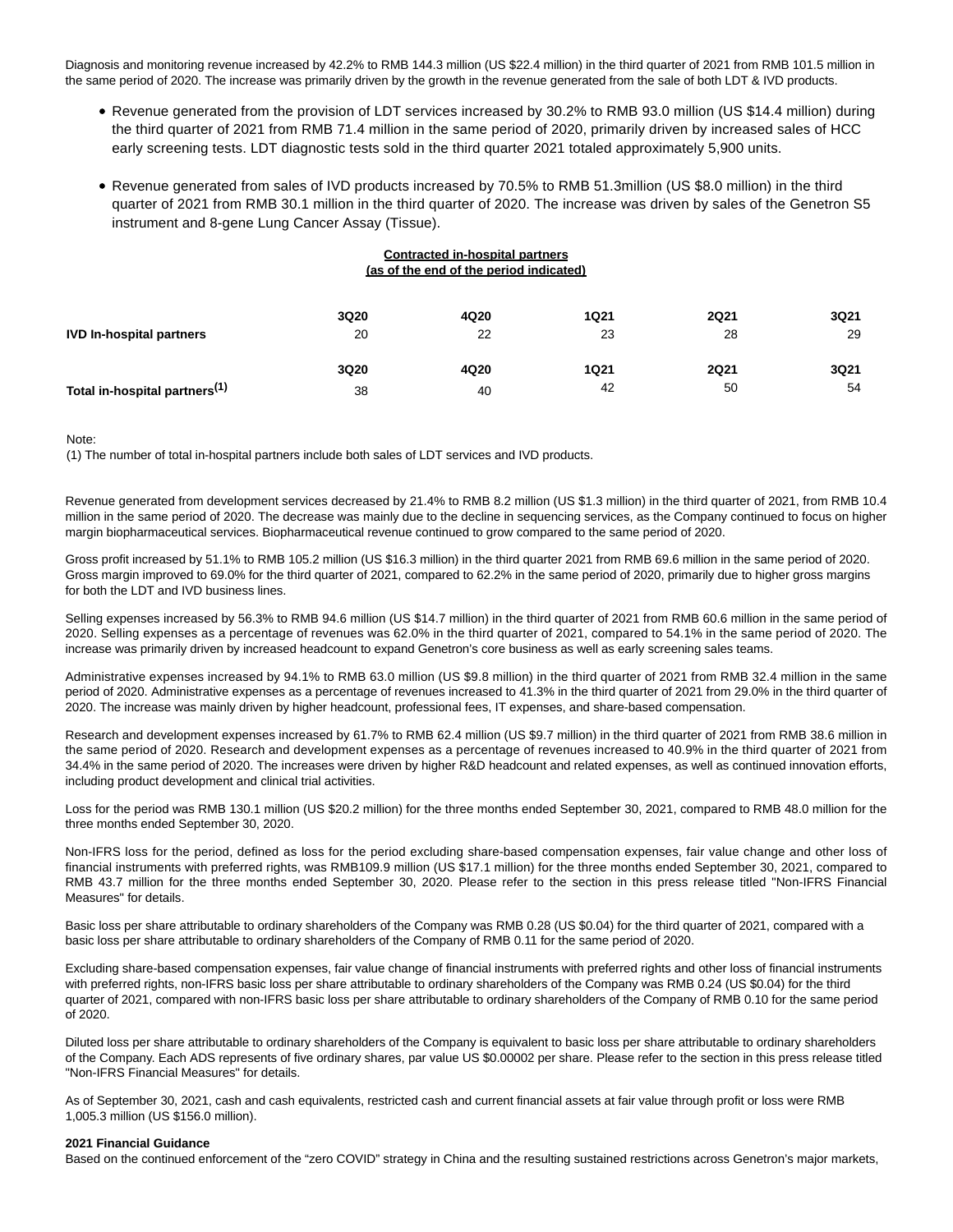Diagnosis and monitoring revenue increased by 42.2% to RMB 144.3 million (US $22.4 million) in the third quarter of 2021 from RMB 101.5 million in the same period of 2020. The increase was primarily driven by the growth in the revenue generated from the sale of both LDT & IVD products.

- Revenue generated from the provision of LDT services increased by 30.2% to RMB 93.0 million (US $14.4 million) during the third quarter of 2021 from RMB 71.4 million in the same period of 2020, primarily driven by increased sales of HCC early screening tests. LDT diagnostic tests sold in the third quarter 2021 totaled approximately 5,900 units.
- Revenue generated from sales of IVD products increased by 70.5% to RMB 51.3million (US $8.0 million) in the third quarter of 2021 from RMB 30.1 million in the third quarter of 2020. The increase was driven by sales of the Genetron S5 instrument and 8-gene Lung Cancer Assay (Tissue).

**Contracted in-hospital partners**
**(as of the end of the period indicated)**

| | 3Q20 | 4Q20 | 1Q21 | 2Q21 | 3Q21 |
|---|---|---|---|---|---|
| **IVD In-hospital partners** | 20 | 22 | 23 | 28 | 29 |
| | **3Q20** | **4Q20** | **1Q21** | **2Q21** | **3Q21** |
| **Total in-hospital partners(1)** | 38 | 40 | 42 | 50 | 54 |

Note:
(1) The number of total in-hospital partners include both sales of LDT services and IVD products.

Revenue generated from development services decreased by 21.4% to RMB 8.2 million (US $1.3 million) in the third quarter of 2021, from RMB 10.4 million in the same period of 2020. The decrease was mainly due to the decline in sequencing services, as the Company continued to focus on higher margin biopharmaceutical services. Biopharmaceutical revenue continued to grow compared to the same period of 2020.

Gross profit increased by 51.1% to RMB 105.2 million (US $16.3 million) in the third quarter 2021 from RMB 69.6 million in the same period of 2020. Gross margin improved to 69.0% for the third quarter of 2021, compared to 62.2% in the same period of 2020, primarily due to higher gross margins for both the LDT and IVD business lines.

Selling expenses increased by 56.3% to RMB 94.6 million (US $14.7 million) in the third quarter of 2021 from RMB 60.6 million in the same period of 2020. Selling expenses as a percentage of revenues was 62.0% in the third quarter of 2021, compared to 54.1% in the same period of 2020. The increase was primarily driven by increased headcount to expand Genetron's core business as well as early screening sales teams.

Administrative expenses increased by 94.1% to RMB 63.0 million (US $9.8 million) in the third quarter of 2021 from RMB 32.4 million in the same period of 2020. Administrative expenses as a percentage of revenues increased to 41.3% in the third quarter of 2021 from 29.0% in the third quarter of 2020. The increase was mainly driven by higher headcount, professional fees, IT expenses, and share-based compensation.

Research and development expenses increased by 61.7% to RMB 62.4 million (US $9.7 million) in the third quarter of 2021 from RMB 38.6 million in the same period of 2020. Research and development expenses as a percentage of revenues increased to 40.9% in the third quarter of 2021 from 34.4% in the same period of 2020. The increases were driven by higher R&D headcount and related expenses, as well as continued innovation efforts, including product development and clinical trial activities.

Loss for the period was RMB 130.1 million (US $20.2 million) for the three months ended September 30, 2021, compared to RMB 48.0 million for the three months ended September 30, 2020.

Non-IFRS loss for the period, defined as loss for the period excluding share-based compensation expenses, fair value change and other loss of financial instruments with preferred rights, was RMB109.9 million (US $17.1 million) for the three months ended September 30, 2021, compared to RMB 43.7 million for the three months ended September 30, 2020. Please refer to the section in this press release titled "Non-IFRS Financial Measures" for details.

Basic loss per share attributable to ordinary shareholders of the Company was RMB 0.28 (US $0.04) for the third quarter of 2021, compared with a basic loss per share attributable to ordinary shareholders of the Company of RMB 0.11 for the same period of 2020.

Excluding share-based compensation expenses, fair value change of financial instruments with preferred rights and other loss of financial instruments with preferred rights, non-IFRS basic loss per share attributable to ordinary shareholders of the Company was RMB 0.24 (US $0.04) for the third quarter of 2021, compared with non-IFRS basic loss per share attributable to ordinary shareholders of the Company of RMB 0.10 for the same period of 2020.

Diluted loss per share attributable to ordinary shareholders of the Company is equivalent to basic loss per share attributable to ordinary shareholders of the Company. Each ADS represents of five ordinary shares, par value US $0.00002 per share. Please refer to the section in this press release titled "Non-IFRS Financial Measures" for details.

As of September 30, 2021, cash and cash equivalents, restricted cash and current financial assets at fair value through profit or loss were RMB 1,005.3 million (US $156.0 million).

**2021 Financial Guidance**

Based on the continued enforcement of the "zero COVID" strategy in China and the resulting sustained restrictions across Genetron's major markets,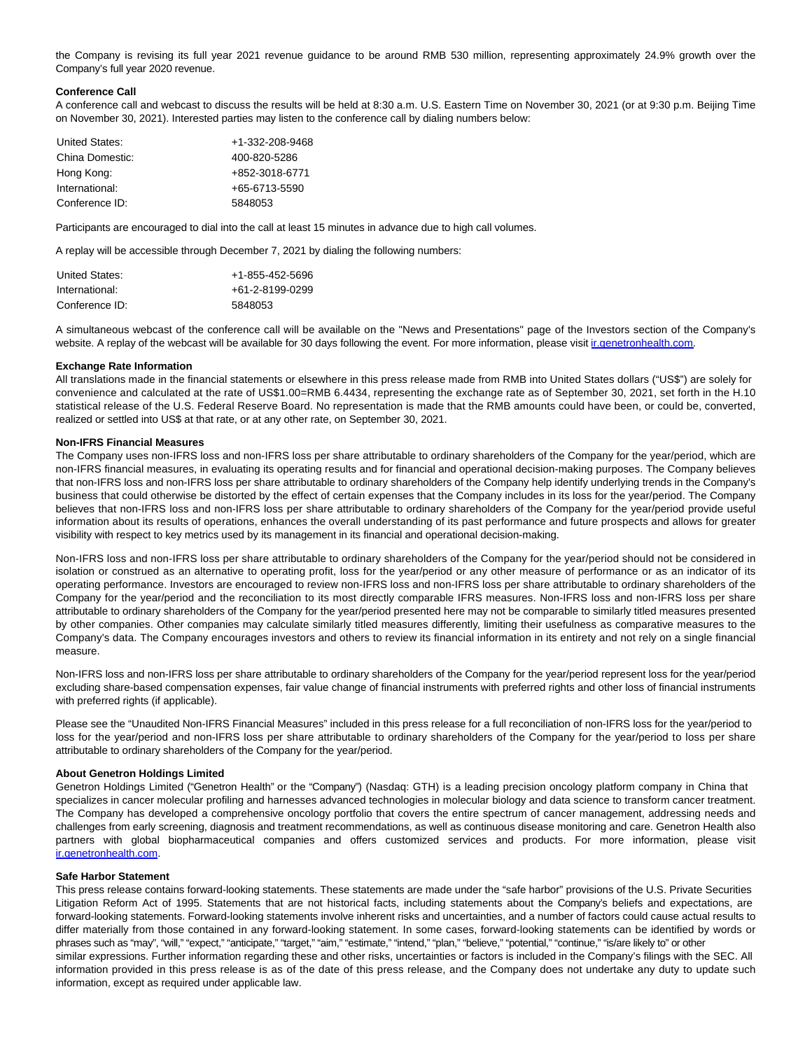the Company is revising its full year 2021 revenue guidance to be around RMB 530 million, representing approximately 24.9% growth over the Company's full year 2020 revenue.

**Conference Call**

A conference call and webcast to discuss the results will be held at 8:30 a.m. U.S. Eastern Time on November 30, 2021 (or at 9:30 p.m. Beijing Time on November 30, 2021). Interested parties may listen to the conference call by dialing numbers below:

| | |
|---|---|
| United States: | +1-332-208-9468 |
| China Domestic: | 400-820-5286 |
| Hong Kong: | +852-3018-6771 |
| International: | +65-6713-5590 |
| Conference ID: | 5848053 |

Participants are encouraged to dial into the call at least 15 minutes in advance due to high call volumes.

A replay will be accessible through December 7, 2021 by dialing the following numbers:

| | |
|---|---|
| United States: | +1-855-452-5696 |
| International: | +61-2-8199-0299 |
| Conference ID: | 5848053 |

A simultaneous webcast of the conference call will be available on the "News and Presentations" page of the Investors section of the Company's website. A replay of the webcast will be available for 30 days following the event. For more information, please visit ir.genetronhealth.com.

**Exchange Rate Information**

All translations made in the financial statements or elsewhere in this press release made from RMB into United States dollars ("US$") are solely for convenience and calculated at the rate of US$1.00=RMB 6.4434, representing the exchange rate as of September 30, 2021, set forth in the H.10 statistical release of the U.S. Federal Reserve Board. No representation is made that the RMB amounts could have been, or could be, converted, realized or settled into US$ at that rate, or at any other rate, on September 30, 2021.

**Non-IFRS Financial Measures**

The Company uses non-IFRS loss and non-IFRS loss per share attributable to ordinary shareholders of the Company for the year/period, which are non-IFRS financial measures, in evaluating its operating results and for financial and operational decision-making purposes. The Company believes that non-IFRS loss and non-IFRS loss per share attributable to ordinary shareholders of the Company help identify underlying trends in the Company's business that could otherwise be distorted by the effect of certain expenses that the Company includes in its loss for the year/period. The Company believes that non-IFRS loss and non-IFRS loss per share attributable to ordinary shareholders of the Company for the year/period provide useful information about its results of operations, enhances the overall understanding of its past performance and future prospects and allows for greater visibility with respect to key metrics used by its management in its financial and operational decision-making.

Non-IFRS loss and non-IFRS loss per share attributable to ordinary shareholders of the Company for the year/period should not be considered in isolation or construed as an alternative to operating profit, loss for the year/period or any other measure of performance or as an indicator of its operating performance. Investors are encouraged to review non-IFRS loss and non-IFRS loss per share attributable to ordinary shareholders of the Company for the year/period and the reconciliation to its most directly comparable IFRS measures. Non-IFRS loss and non-IFRS loss per share attributable to ordinary shareholders of the Company for the year/period presented here may not be comparable to similarly titled measures presented by other companies. Other companies may calculate similarly titled measures differently, limiting their usefulness as comparative measures to the Company's data. The Company encourages investors and others to review its financial information in its entirety and not rely on a single financial measure.

Non-IFRS loss and non-IFRS loss per share attributable to ordinary shareholders of the Company for the year/period represent loss for the year/period excluding share-based compensation expenses, fair value change of financial instruments with preferred rights and other loss of financial instruments with preferred rights (if applicable).

Please see the "Unaudited Non-IFRS Financial Measures" included in this press release for a full reconciliation of non-IFRS loss for the year/period to loss for the year/period and non-IFRS loss per share attributable to ordinary shareholders of the Company for the year/period to loss per share attributable to ordinary shareholders of the Company for the year/period.

**About Genetron Holdings Limited**

Genetron Holdings Limited ("Genetron Health" or the "Company") (Nasdaq: GTH) is a leading precision oncology platform company in China that specializes in cancer molecular profiling and harnesses advanced technologies in molecular biology and data science to transform cancer treatment. The Company has developed a comprehensive oncology portfolio that covers the entire spectrum of cancer management, addressing needs and challenges from early screening, diagnosis and treatment recommendations, as well as continuous disease monitoring and care. Genetron Health also partners with global biopharmaceutical companies and offers customized services and products. For more information, please visit ir.genetronhealth.com.

**Safe Harbor Statement**

This press release contains forward-looking statements. These statements are made under the "safe harbor" provisions of the U.S. Private Securities Litigation Reform Act of 1995. Statements that are not historical facts, including statements about the Company's beliefs and expectations, are forward-looking statements. Forward-looking statements involve inherent risks and uncertainties, and a number of factors could cause actual results to differ materially from those contained in any forward-looking statement. In some cases, forward-looking statements can be identified by words or phrases such as "may", "will," "expect," "anticipate," "target," "aim," "estimate," "intend," "plan," "believe," "potential," "continue," "is/are likely to" or other similar expressions. Further information regarding these and other risks, uncertainties or factors is included in the Company's filings with the SEC. All information provided in this press release is as of the date of this press release, and the Company does not undertake any duty to update such information, except as required under applicable law.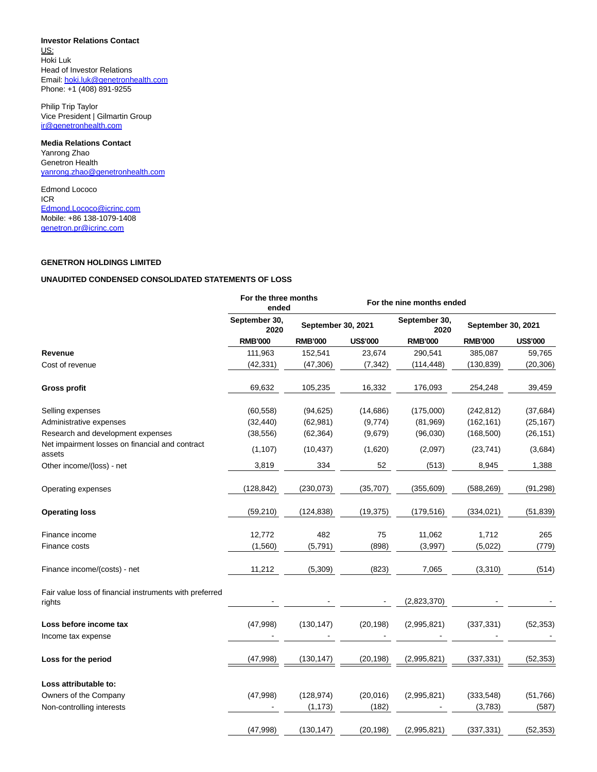**Investor Relations Contact**
US:
Hoki Luk
Head of Investor Relations
Email: hoki.luk@genetronhealth.com
Phone: +1 (408) 891-9255

Philip Trip Taylor
Vice President | Gilmartin Group
ir@genetronhealth.com

**Media Relations Contact**
Yanrong Zhao
Genetron Health
yanrong.zhao@genetronhealth.com

Edmond Lococo
ICR
Edmond.Lococo@icrinc.com
Mobile: +86 138-1079-1408
genetron.pr@icrinc.com

**GENETRON HOLDINGS LIMITED**

**UNAUDITED CONDENSED CONSOLIDATED STATEMENTS OF LOSS**

| | For the three months ended | | | For the nine months ended | | |
|---|---|---|---|---|---|---|
| | September 30, 2020 | September 30, 2021 | | September 30, 2020 | September 30, 2021 | |
| | RMB'000 | RMB'000 | US$'000 | RMB'000 | RMB'000 | US$'000 |
| **Revenue** | 111,963 | 152,541 | 23,674 | 290,541 | 385,087 | 59,765 |
| Cost of revenue | (42,331) | (47,306) | (7,342) | (114,448) | (130,839) | (20,306) |
| **Gross profit** | 69,632 | 105,235 | 16,332 | 176,093 | 254,248 | 39,459 |
| Selling expenses | (60,558) | (94,625) | (14,686) | (175,000) | (242,812) | (37,684) |
| Administrative expenses | (32,440) | (62,981) | (9,774) | (81,969) | (162,161) | (25,167) |
| Research and development expenses | (38,556) | (62,364) | (9,679) | (96,030) | (168,500) | (26,151) |
| Net impairment losses on financial and contract assets | (1,107) | (10,437) | (1,620) | (2,097) | (23,741) | (3,684) |
| Other income/(loss) - net | 3,819 | 334 | 52 | (513) | 8,945 | 1,388 |
| Operating expenses | (128,842) | (230,073) | (35,707) | (355,609) | (588,269) | (91,298) |
| **Operating loss** | (59,210) | (124,838) | (19,375) | (179,516) | (334,021) | (51,839) |
| Finance income | 12,772 | 482 | 75 | 11,062 | 1,712 | 265 |
| Finance costs | (1,560) | (5,791) | (898) | (3,997) | (5,022) | (779) |
| Finance income/(costs) - net | 11,212 | (5,309) | (823) | 7,065 | (3,310) | (514) |
| Fair value loss of financial instruments with preferred rights | - | - | - | (2,823,370) | - | - |
| **Loss before income tax** | (47,998) | (130,147) | (20,198) | (2,995,821) | (337,331) | (52,353) |
| Income tax expense | - | - | - | - | - | - |
| **Loss for the period** | (47,998) | (130,147) | (20,198) | (2,995,821) | (337,331) | (52,353) |
| **Loss attributable to:** | | | | | | |
| Owners of the Company | (47,998) | (128,974) | (20,016) | (2,995,821) | (333,548) | (51,766) |
| Non-controlling interests | - | (1,173) | (182) | - | (3,783) | (587) |
| | (47,998) | (130,147) | (20,198) | (2,995,821) | (337,331) | (52,353) |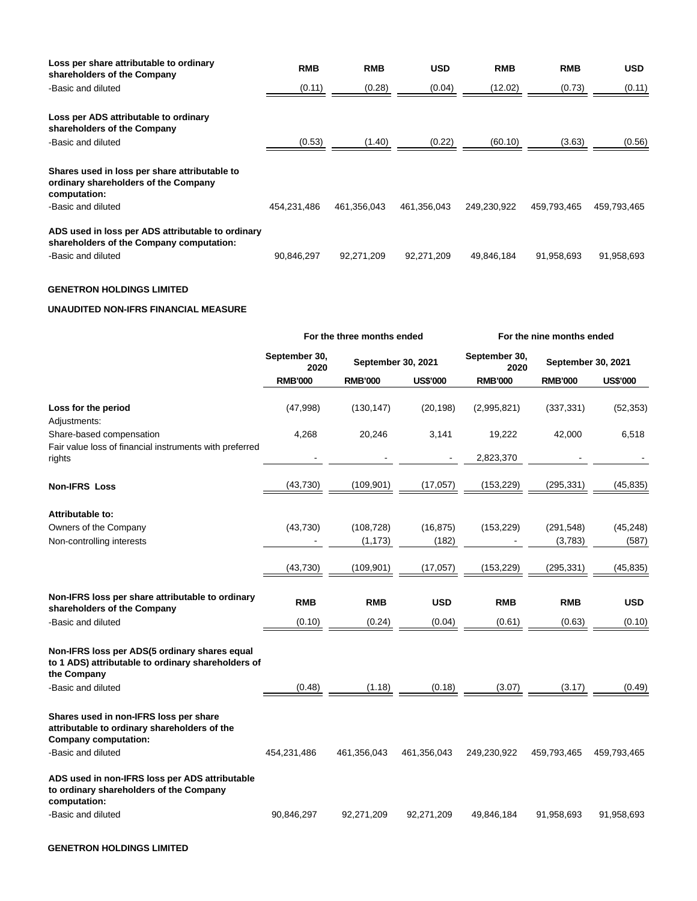| | | | | | | |
|---|---|---|---|---|---|---|
| **Loss per share attributable to ordinary shareholders of the Company** | **RMB** | **RMB** | **USD** | **RMB** | **RMB** | **USD** |
| -Basic and diluted | (0.11) | (0.28) | (0.04) | (12.02) | (0.73) | (0.11) |
| **Loss per ADS attributable to ordinary shareholders of the Company** | | | | | | |
| -Basic and diluted | (0.53) | (1.40) | (0.22) | (60.10) | (3.63) | (0.56) |
| **Shares used in loss per share attributable to ordinary shareholders of the Company computation:** | | | | | | |
| -Basic and diluted | 454,231,486 | 461,356,043 | 461,356,043 | 249,230,922 | 459,793,465 | 459,793,465 |
| **ADS used in loss per ADS attributable to ordinary shareholders of the Company computation:** | | | | | | |
| -Basic and diluted | 90,846,297 | 92,271,209 | 92,271,209 | 49,846,184 | 91,958,693 | 91,958,693 |

**GENETRON HOLDINGS LIMITED**

**UNAUDITED NON-IFRS FINANCIAL MEASURE**

| | For the three months ended | | | For the nine months ended | | |
|---|---|---|---|---|---|---|
| | September 30, 2020 | September 30, 2021 | | September 30, 2020 | September 30, 2021 | |
| | **RMB'000** | **RMB'000** | **US$'000** | **RMB'000** | **RMB'000** | **US$'000** |
| **Loss for the period** | (47,998) | (130,147) | (20,198) | (2,995,821) | (337,331) | (52,353) |
| Adjustments: | | | | | | |
| Share-based compensation | 4,268 | 20,246 | 3,141 | 19,222 | 42,000 | 6,518 |
| Fair value loss of financial instruments with preferred rights | - | - | - | 2,823,370 | - | - |
| **Non-IFRS Loss** | (43,730) | (109,901) | (17,057) | (153,229) | (295,331) | (45,835) |
| **Attributable to:** | | | | | | |
| Owners of the Company | (43,730) | (108,728) | (16,875) | (153,229) | (291,548) | (45,248) |
| Non-controlling interests | - | (1,173) | (182) | - | (3,783) | (587) |
| | (43,730) | (109,901) | (17,057) | (153,229) | (295,331) | (45,835) |
| **Non-IFRS loss per share attributable to ordinary shareholders of the Company** | **RMB** | **RMB** | **USD** | **RMB** | **RMB** | **USD** |
| -Basic and diluted | (0.10) | (0.24) | (0.04) | (0.61) | (0.63) | (0.10) |
| **Non-IFRS loss per ADS(5 ordinary shares equal to 1 ADS) attributable to ordinary shareholders of the Company** | | | | | | |
| -Basic and diluted | (0.48) | (1.18) | (0.18) | (3.07) | (3.17) | (0.49) |
| **Shares used in non-IFRS loss per share attributable to ordinary shareholders of the Company computation:** | | | | | | |
| -Basic and diluted | 454,231,486 | 461,356,043 | 461,356,043 | 249,230,922 | 459,793,465 | 459,793,465 |
| **ADS used in non-IFRS loss per ADS attributable to ordinary shareholders of the Company computation:** | | | | | | |
| -Basic and diluted | 90,846,297 | 92,271,209 | 92,271,209 | 49,846,184 | 91,958,693 | 91,958,693 |

**GENETRON HOLDINGS LIMITED**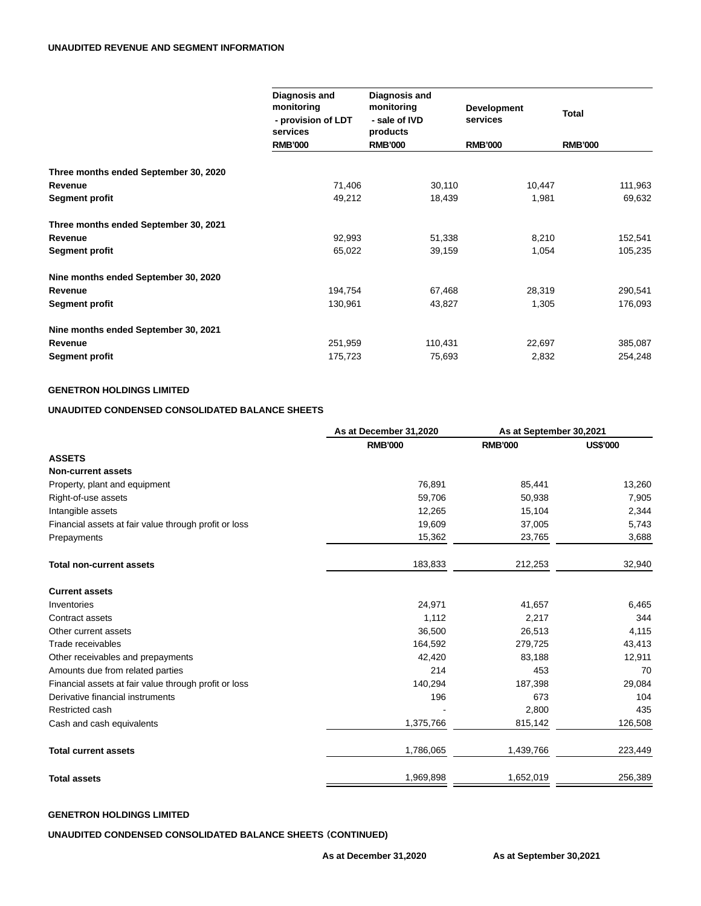#### UNAUDITED REVENUE AND SEGMENT INFORMATION

| | Diagnosis and monitoring - provision of LDT services | Diagnosis and monitoring - sale of IVD products | Development services | Total |
|---|---|---|---|---|
| | RMB'000 | RMB'000 | RMB'000 | RMB'000 |
| **Three months ended September 30, 2020** | | | | |
| **Revenue** | 71,406 | 30,110 | 10,447 | 111,963 |
| **Segment profit** | 49,212 | 18,439 | 1,981 | 69,632 |
| **Three months ended September 30, 2021** | | | | |
| **Revenue** | 92,993 | 51,338 | 8,210 | 152,541 |
| **Segment profit** | 65,022 | 39,159 | 1,054 | 105,235 |
| **Nine months ended September 30, 2020** | | | | |
| **Revenue** | 194,754 | 67,468 | 28,319 | 290,541 |
| **Segment profit** | 130,961 | 43,827 | 1,305 | 176,093 |
| **Nine months ended September 30, 2021** | | | | |
| **Revenue** | 251,959 | 110,431 | 22,697 | 385,087 |
| **Segment profit** | 175,723 | 75,693 | 2,832 | 254,248 |

#### GENETRON HOLDINGS LIMITED

#### UNAUDITED CONDENSED CONSOLIDATED BALANCE SHEETS

| | As at December 31,2020 | As at September 30,2021 | |
|---|---|---|---|
| | RMB'000 | RMB'000 | US$'000 |
| **ASSETS** | | | |
| **Non-current assets** | | | |
| Property, plant and equipment | 76,891 | 85,441 | 13,260 |
| Right-of-use assets | 59,706 | 50,938 | 7,905 |
| Intangible assets | 12,265 | 15,104 | 2,344 |
| Financial assets at fair value through profit or loss | 19,609 | 37,005 | 5,743 |
| Prepayments | 15,362 | 23,765 | 3,688 |
| **Total non-current assets** | 183,833 | 212,253 | 32,940 |
| **Current assets** | | | |
| Inventories | 24,971 | 41,657 | 6,465 |
| Contract assets | 1,112 | 2,217 | 344 |
| Other current assets | 36,500 | 26,513 | 4,115 |
| Trade receivables | 164,592 | 279,725 | 43,413 |
| Other receivables and prepayments | 42,420 | 83,188 | 12,911 |
| Amounts due from related parties | 214 | 453 | 70 |
| Financial assets at fair value through profit or loss | 140,294 | 187,398 | 29,084 |
| Derivative financial instruments | 196 | 673 | 104 |
| Restricted cash | - | 2,800 | 435 |
| Cash and cash equivalents | 1,375,766 | 815,142 | 126,508 |
| **Total current assets** | 1,786,065 | 1,439,766 | 223,449 |
| **Total assets** | 1,969,898 | 1,652,019 | 256,389 |

#### GENETRON HOLDINGS LIMITED

#### UNAUDITED CONDENSED CONSOLIDATED BALANCE SHEETS (CONTINUED)

| | As at December 31,2020 | As at September 30,2021 |
|---|---|---|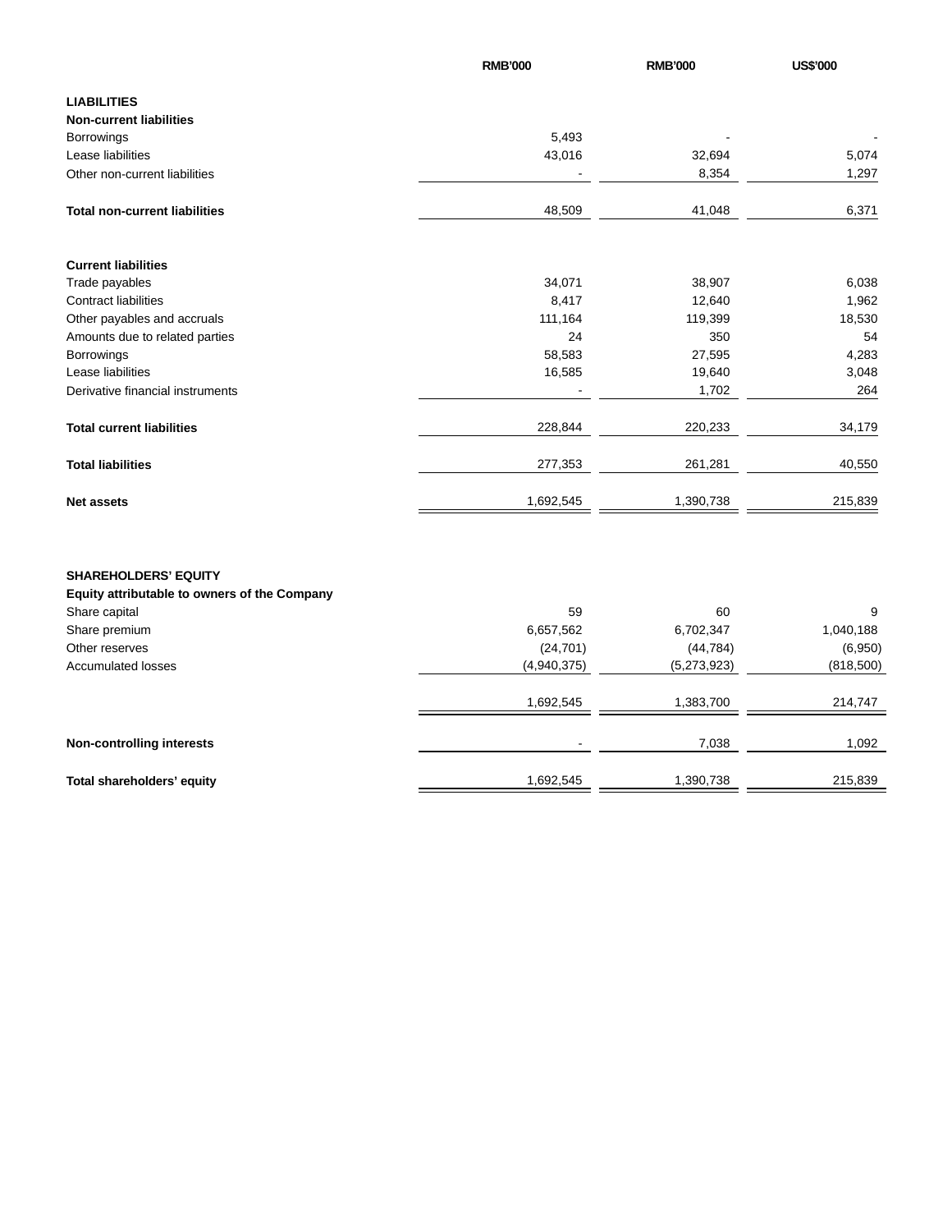| | RMB'000 | RMB'000 | US$'000 |
|---|---|---|---|
| **LIABILITIES** | | | |
| **Non-current liabilities** | | | |
| Borrowings | 5,493 | - | - |
| Lease liabilities | 43,016 | 32,694 | 5,074 |
| Other non-current liabilities | - | 8,354 | 1,297 |
| **Total non-current liabilities** | 48,509 | 41,048 | 6,371 |
| **Current liabilities** | | | |
| Trade payables | 34,071 | 38,907 | 6,038 |
| Contract liabilities | 8,417 | 12,640 | 1,962 |
| Other payables and accruals | 111,164 | 119,399 | 18,530 |
| Amounts due to related parties | 24 | 350 | 54 |
| Borrowings | 58,583 | 27,595 | 4,283 |
| Lease liabilities | 16,585 | 19,640 | 3,048 |
| Derivative financial instruments | - | 1,702 | 264 |
| **Total current liabilities** | 228,844 | 220,233 | 34,179 |
| **Total liabilities** | 277,353 | 261,281 | 40,550 |
| **Net assets** | 1,692,545 | 1,390,738 | 215,839 |
| **SHAREHOLDERS' EQUITY** | | | |
| **Equity attributable to owners of the Company** | | | |
| Share capital | 59 | 60 | 9 |
| Share premium | 6,657,562 | 6,702,347 | 1,040,188 |
| Other reserves | (24,701) | (44,784) | (6,950) |
| Accumulated losses | (4,940,375) | (5,273,923) | (818,500) |
| | 1,692,545 | 1,383,700 | 214,747 |
| **Non-controlling interests** | - | 7,038 | 1,092 |
| **Total shareholders' equity** | 1,692,545 | 1,390,738 | 215,839 |